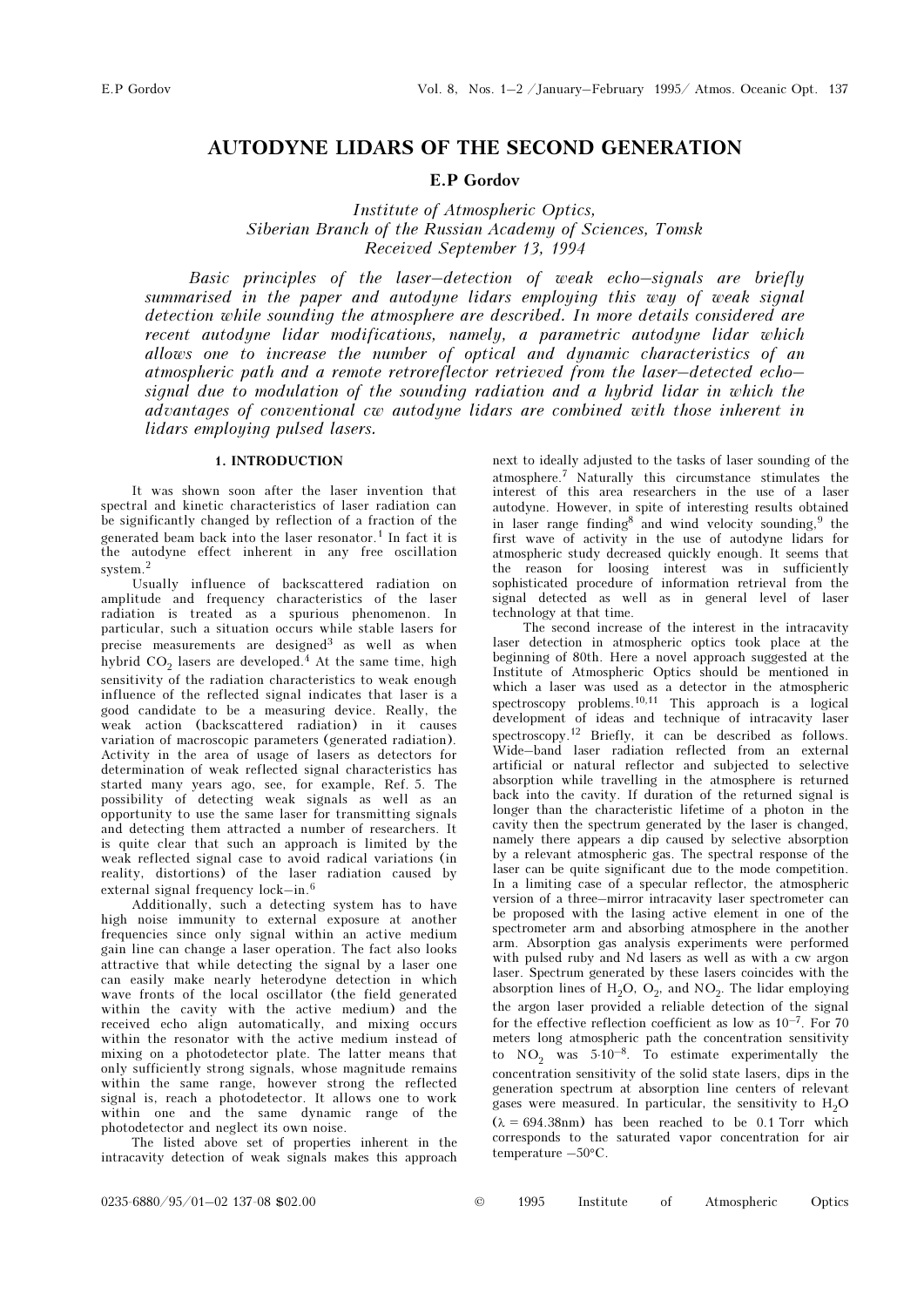# AUTODYNE LIDARS OF THE SECOND GENERATION

**E.P Gordov**

*Institute of Atmospheric Optics,*
*Siberian Branch of the Russian Academy of Sciences, Tomsk*
*Received September 13, 1994*

*Basic principles of the laser–detection of weak echo–signals are briefly summarised in the paper and autodyne lidars employing this way of weak signal detection while sounding the atmosphere are described. In more details considered are recent autodyne lidar modifications, namely, a parametric autodyne lidar which allows one to increase the number of optical and dynamic characteristics of an atmospheric path and a remote retroreflector retrieved from the laser–detected echo–signal due to modulation of the sounding radiation and a hybrid lidar in which the advantages of conventional cw autodyne lidars are combined with those inherent in lidars employing pulsed lasers.*

## 1. INTRODUCTION

It was shown soon after the laser invention that spectral and kinetic characteristics of laser radiation can be significantly changed by reflection of a fraction of the generated beam back into the laser resonator.[1] In fact it is the autodyne effect inherent in any free oscillation system.[2]

Usually influence of backscattered radiation on amplitude and frequency characteristics of the laser radiation is treated as a spurious phenomenon. In particular, such a situation occurs while stable lasers for precise measurements are designed[3] as well as when hybrid $CO_2$ lasers are developed.[4] At the same time, high sensitivity of the radiation characteristics to weak enough influence of the reflected signal indicates that laser is a good candidate to be a measuring device. Really, the weak action (backscattered radiation) in it causes variation of macroscopic parameters (generated radiation). Activity in the area of usage of lasers as detectors for determination of weak reflected signal characteristics has started many years ago, see, for example, Ref. 5. The possibility of detecting weak signals as well as an opportunity to use the same laser for transmitting signals and detecting them attracted a number of researchers. It is quite clear that such an approach is limited by the weak reflected signal case to avoid radical variations (in reality, distortions) of the laser radiation caused by external signal frequency lock–in.[6]

Additionally, such a detecting system has to have high noise immunity to external exposure at another frequencies since only signal within an active medium gain line can change a laser operation. The fact also looks attractive that while detecting the signal by a laser one can easily make nearly heterodyne detection in which wave fronts of the local oscillator (the field generated within the cavity with the active medium) and the received echo align automatically, and mixing occurs within the resonator with the active medium instead of mixing on a photodetector plate. The latter means that only sufficiently strong signals, whose magnitude remains within the same range, however strong the reflected signal is, reach a photodetector. It allows one to work within one and the same dynamic range of the photodetector and neglect its own noise.

The listed above set of properties inherent in the intracavity detection of weak signals makes this approach next to ideally adjusted to the tasks of laser sounding of the atmosphere.[7] Naturally this circumstance stimulates the interest of this area researchers in the use of a laser autodyne. However, in spite of interesting results obtained in laser range finding[8] and wind velocity sounding,[9] the first wave of activity in the use of autodyne lidars for atmospheric study decreased quickly enough. It seems that the reason for loosing interest was in sufficiently sophisticated procedure of information retrieval from the signal detected as well as in general level of laser technology at that time.

The second increase of the interest in the intracavity laser detection in atmospheric optics took place at the beginning of 80th. Here a novel approach suggested at the Institute of Atmospheric Optics should be mentioned in which a laser was used as a detector in the atmospheric spectroscopy problems.[10,11] This approach is a logical development of ideas and technique of intracavity laser spectroscopy.[12] Briefly, it can be described as follows. Wide–band laser radiation reflected from an external artificial or natural reflector and subjected to selective absorption while travelling in the atmosphere is returned back into the cavity. If duration of the returned signal is longer than the characteristic lifetime of a photon in the cavity then the spectrum generated by the laser is changed, namely there appears a dip caused by selective absorption by a relevant atmospheric gas. The spectral response of the laser can be quite significant due to the mode competition. In a limiting case of a specular reflector, the atmospheric version of a three–mirror intracavity laser spectrometer can be proposed with the lasing active element in one of the spectrometer arm and absorbing atmosphere in the another arm. Absorption gas analysis experiments were performed with pulsed ruby and Nd lasers as well as with a cw argon laser. Spectrum generated by these lasers coincides with the absorption lines of $H_2O$, $O_2$, and $NO_2$. The lidar employing the argon laser provided a reliable detection of the signal for the effective reflection coefficient as low as $10^{-7}$. For 70 meters long atmospheric path the concentration sensitivity to $NO_2$ was $5 \cdot 10^{-8}$. To estimate experimentally the concentration sensitivity of the solid state lasers, dips in the generation spectrum at absorption line centers of relevant gases were measured. In particular, the sensitivity to $H_2O$ ($\lambda = 694.38$nm) has been reached to be 0.1 Torr which corresponds to the saturated vapor concentration for air temperature $-50$°C.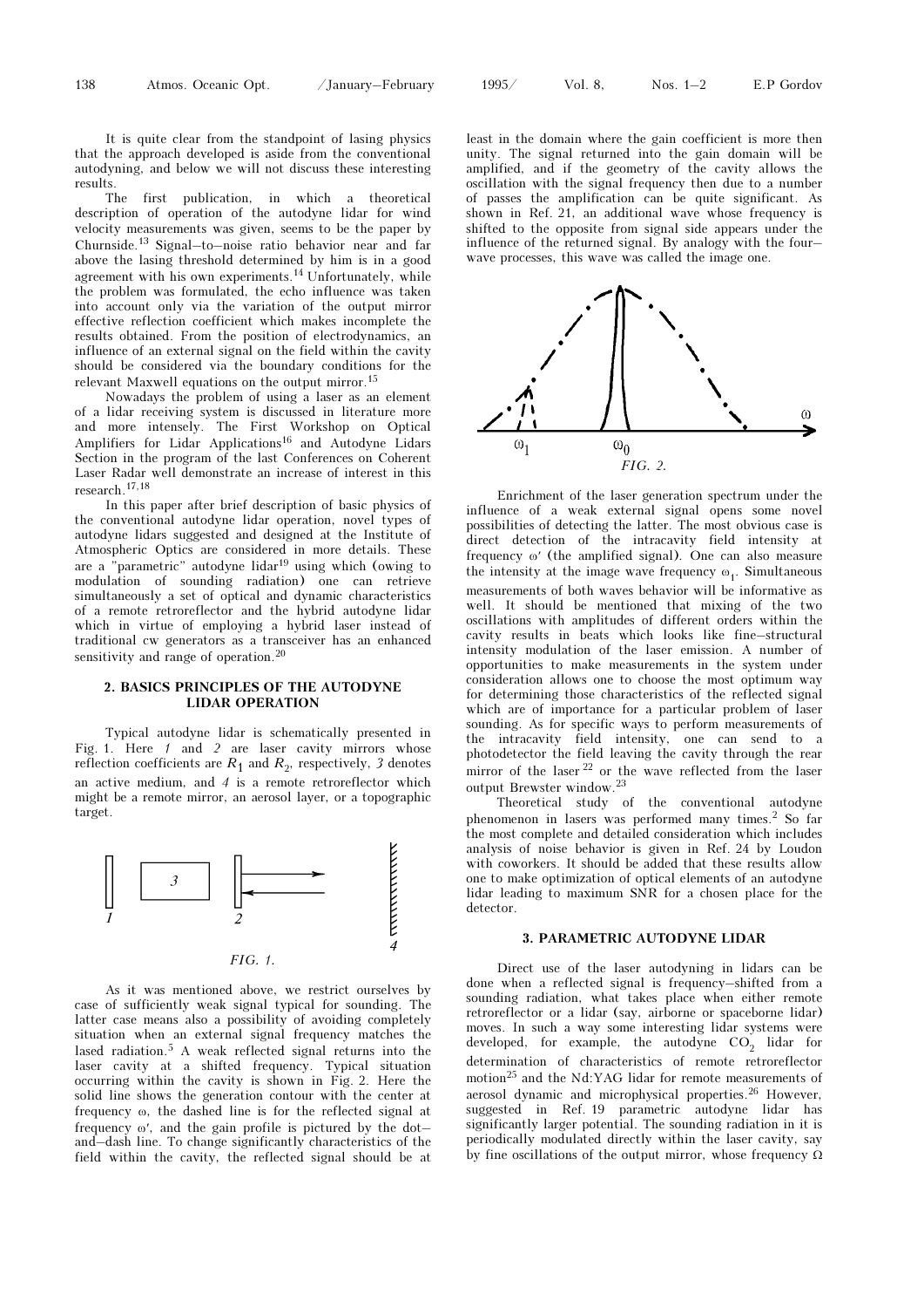It is quite clear from the standpoint of lasing physics that the approach developed is aside from the conventional autodyning, and below we will not discuss these interesting results.

The first publication, in which a theoretical description of operation of the autodyne lidar for wind velocity measurements was given, seems to be the paper by Churnside.[13] Signal–to–noise ratio behavior near and far above the lasing threshold determined by him is in a good agreement with his own experiments.[14] Unfortunately, while the problem was formulated, the echo influence was taken into account only via the variation of the output mirror effective reflection coefficient which makes incomplete the results obtained. From the position of electrodynamics, an influence of an external signal on the field within the cavity should be considered via the boundary conditions for the relevant Maxwell equations on the output mirror.[15]

Nowadays the problem of using a laser as an element of a lidar receiving system is discussed in literature more and more intensely. The First Workshop on Optical Amplifiers for Lidar Applications[16] and Autodyne Lidars Section in the program of the last Conferences on Coherent Laser Radar well demonstrate an increase of interest in this research.[17,18]

In this paper after brief description of basic physics of the conventional autodyne lidar operation, novel types of autodyne lidars suggested and designed at the Institute of Atmospheric Optics are considered in more details. These are a "parametric" autodyne lidar[19] using which (owing to modulation of sounding radiation) one can retrieve simultaneously a set of optical and dynamic characteristics of a remote retroreflector and the hybrid autodyne lidar which in virtue of employing a hybrid laser instead of traditional cw generators as a transceiver has an enhanced sensitivity and range of operation.[20]

## 2. BASICS PRINCIPLES OF THE AUTODYNE LIDAR OPERATION

Typical autodyne lidar is schematically presented in Fig. 1. Here *1* and *2* are laser cavity mirrors whose reflection coefficients are $R_1$ and $R_2$, respectively, *3* denotes an active medium, and *4* is a remote retroreflector which might be a remote mirror, an aerosol layer, or a topographic target.

*FIG. 1.*

As it was mentioned above, we restrict ourselves by case of sufficiently weak signal typical for sounding. The latter case means also a possibility of avoiding completely situation when an external signal frequency matches the lased radiation.[5] A weak reflected signal returns into the laser cavity at a shifted frequency. Typical situation occurring within the cavity is shown in Fig. 2. Here the solid line shows the generation contour with the center at frequency ω, the dashed line is for the reflected signal at frequency ω′, and the gain profile is pictured by the dot–and–dash line. To change significantly characteristics of the field within the cavity, the reflected signal should be at least in the domain where the gain coefficient is more then unity. The signal returned into the gain domain will be amplified, and if the geometry of the cavity allows the oscillation with the signal frequency then due to a number of passes the amplification can be quite significant. As shown in Ref. 21, an additional wave whose frequency is shifted to the opposite from signal side appears under the influence of the returned signal. By analogy with the four–wave processes, this wave was called the image one.

*FIG. 2.*

Enrichment of the laser generation spectrum under the influence of a weak external signal opens some novel possibilities of detecting the latter. The most obvious case is direct detection of the intracavity field intensity at frequency ω′ (the amplified signal). One can also measure the intensity at the image wave frequency $\omega_1$. Simultaneous measurements of both waves behavior will be informative as well. It should be mentioned that mixing of the two oscillations with amplitudes of different orders within the cavity results in beats which looks like fine–structural intensity modulation of the laser emission. A number of opportunities to make measurements in the system under consideration allows one to choose the most optimum way for determining those characteristics of the reflected signal which are of importance for a particular problem of laser sounding. As for specific ways to perform measurements of the intracavity field intensity, one can send to a photodetector the field leaving the cavity through the rear mirror of the laser[22] or the wave reflected from the laser output Brewster window.[23]

Theoretical study of the conventional autodyne phenomenon in lasers was performed many times.[2] So far the most complete and detailed consideration which includes analysis of noise behavior is given in Ref. 24 by Loudon with coworkers. It should be added that these results allow one to make optimization of optical elements of an autodyne lidar leading to maximum SNR for a chosen place for the detector.

## 3. PARAMETRIC AUTODYNE LIDAR

Direct use of the laser autodyning in lidars can be done when a reflected signal is frequency–shifted from a sounding radiation, what takes place when either remote retroreflector or a lidar (say, airborne or spaceborne lidar) moves. In such a way some interesting lidar systems were developed, for example, the autodyne $CO_2$ lidar for determination of characteristics of remote retroreflector motion[25] and the Nd:YAG lidar for remote measurements of aerosol dynamic and microphysical properties.[26] However, suggested in Ref. 19 parametric autodyne lidar has significantly larger potential. The sounding radiation in it is periodically modulated directly within the laser cavity, say by fine oscillations of the output mirror, whose frequency Ω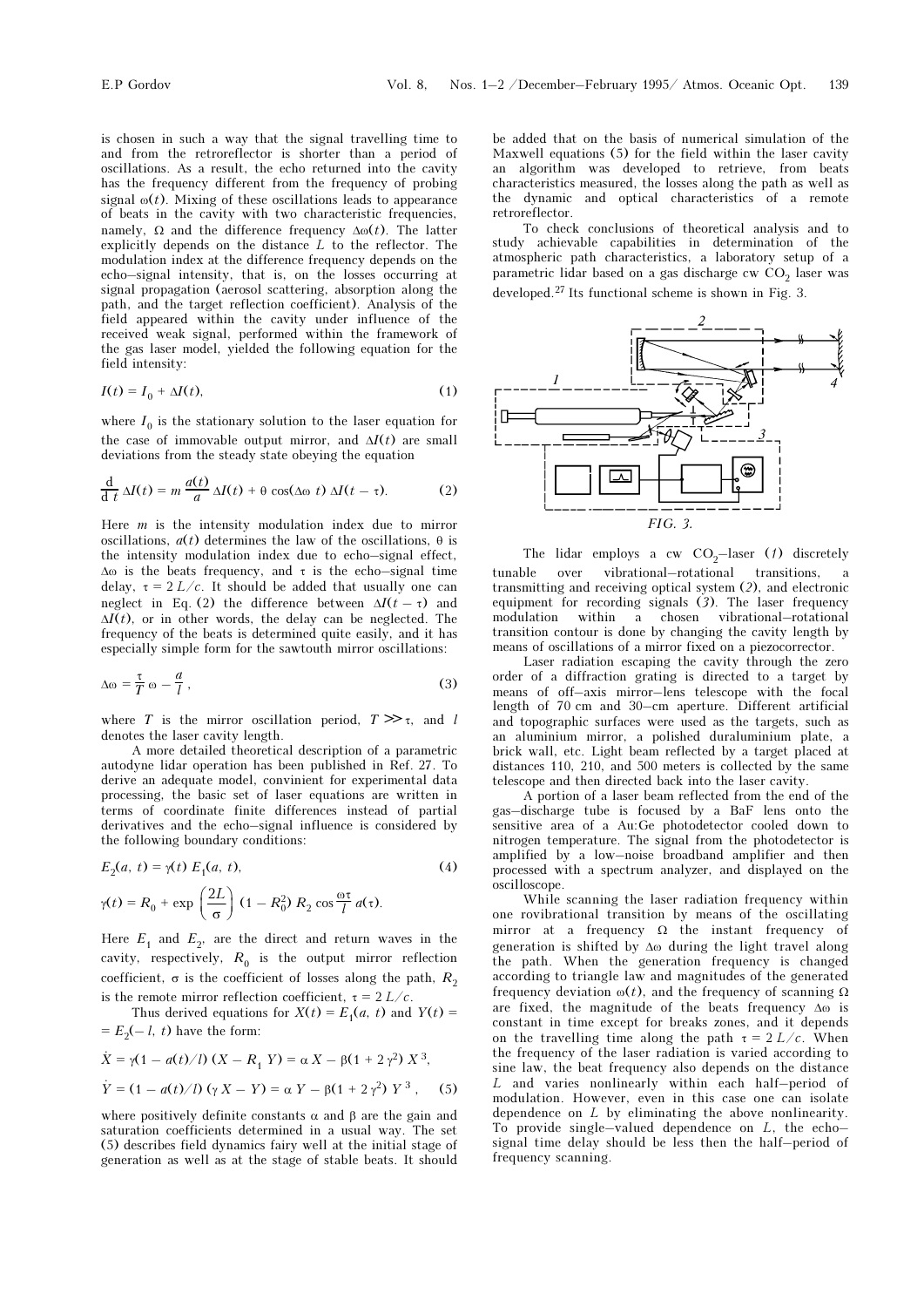is chosen in such a way that the signal travelling time to and from the retroreflector is shorter than a period of oscillations. As a result, the echo returned into the cavity has the frequency different from the frequency of probing signal $\omega(t)$. Mixing of these oscillations leads to appearance of beats in the cavity with two characteristic frequencies, namely, $\Omega$ and the difference frequency $\Delta\omega(t)$. The latter explicitly depends on the distance $L$ to the reflector. The modulation index at the difference frequency depends on the echo–signal intensity, that is, on the losses occurring at signal propagation (aerosol scattering, absorption along the path, and the target reflection coefficient). Analysis of the field appeared within the cavity under influence of the received weak signal, performed within the framework of the gas laser model, yielded the following equation for the field intensity:

$$I(t) = I_0 + \Delta I(t), \tag{1}$$

where $I_0$ is the stationary solution to the laser equation for the case of immovable output mirror, and $\Delta I(t)$ are small deviations from the steady state obeying the equation

$$\frac{\mathrm{d}}{\mathrm{d}\,t}\,\Delta I(t) = m\,\frac{a(t)}{a}\,\Delta I(t) + \theta\,\cos(\Delta\omega\ t)\,\Delta I(t-\tau). \tag{2}$$

Here $m$ is the intensity modulation index due to mirror oscillations, $a(t)$ determines the law of the oscillations, $\theta$ is the intensity modulation index due to echo–signal effect, $\Delta\omega$ is the beats frequency, and $\tau$ is the echo–signal time delay, $\tau = 2\,L/c$. It should be added that usually one can neglect in Eq. (2) the difference between $\Delta I(t-\tau)$ and $\Delta I(t)$, or in other words, the delay can be neglected. The frequency of the beats is determined quite easily, and it has especially simple form for the sawtouth mirror oscillations:

$$\Delta\omega = \frac{\tau}{T}\,\omega - \frac{a}{l}\,, \tag{3}$$

where $T$ is the mirror oscillation period, $T \gg \tau$, and $l$ denotes the laser cavity length.

A more detailed theoretical description of a parametric autodyne lidar operation has been published in Ref. 27. To derive an adequate model, convinient for experimental data processing, the basic set of laser equations are written in terms of coordinate finite differences instead of partial derivatives and the echo–signal influence is considered by the following boundary conditions:

$$E_2(a,\,t) = \gamma(t)\,E_1(a,\,t), \tag{4}$$

$$\gamma(t) = R_0 + \exp\left(\frac{2L}{\sigma}\right)(1 - R_0^2)\,R_2\cos\frac{\omega\tau}{l}\,a(\tau).$$

Here $E_1$ and $E_2$, are the direct and return waves in the cavity, respectively, $R_0$ is the output mirror reflection coefficient, $\sigma$ is the coefficient of losses along the path, $R_2$ is the remote mirror reflection coefficient, $\tau = 2\,L/c$.

Thus derived equations for $X(t) = E_1(a,\,t)$ and $Y(t) = E_2(-\,l,\,t)$ have the form:

$$\dot{X} = \gamma(1 - a(t)/l)\,(X - R_1\,Y) = \alpha\,X - \beta(1 + 2\,\gamma^2)\,X^3,$$

$$\dot{Y} = (1 - a(t)/l)\,(\gamma\,X - Y) = \alpha\,Y - \beta(1 + 2\,\gamma^2)\,Y^3\,, \tag{5}$$

where positively definite constants $\alpha$ and $\beta$ are the gain and saturation coefficients determined in a usual way. The set (5) describes field dynamics fairy well at the initial stage of generation as well as at the stage of stable beats. It should be added that on the basis of numerical simulation of the Maxwell equations (5) for the field within the laser cavity an algorithm was developed to retrieve, from beats characteristics measured, the losses along the path as well as the dynamic and optical characteristics of a remote retroreflector.

To check conclusions of theoretical analysis and to study achievable capabilities in determination of the atmospheric path characteristics, a laboratory setup of a parametric lidar based on a gas discharge cw $CO_2$ laser was developed.[27] Its functional scheme is shown in Fig. 3.

*FIG. 3.*

The lidar employs a cw $CO_2$–laser (*1*) discretely tunable over vibrational–rotational transitions, a transmitting and receiving optical system (*2*), and electronic equipment for recording signals (*3*). The laser frequency modulation within a chosen vibrational–rotational transition contour is done by changing the cavity length by means of oscillations of a mirror fixed on a piezocorrector.

Laser radiation escaping the cavity through the zero order of a diffraction grating is directed to a target by means of off–axis mirror–lens telescope with the focal length of 70 cm and 30–cm aperture. Different artificial and topographic surfaces were used as the targets, such as an aluminium mirror, a polished duraluminium plate, a brick wall, etc. Light beam reflected by a target placed at distances 110, 210, and 500 meters is collected by the same telescope and then directed back into the laser cavity.

A portion of a laser beam reflected from the end of the gas–discharge tube is focused by a BaF lens onto the sensitive area of a Au:Ge photodetector cooled down to nitrogen temperature. The signal from the photodetector is amplified by a low–noise broadband amplifier and then processed with a spectrum analyzer, and displayed on the oscilloscope.

While scanning the laser radiation frequency within one rovibrational transition by means of the oscillating mirror at a frequency $\Omega$ the instant frequency of generation is shifted by $\Delta\omega$ during the light travel along the path. When the generation frequency is changed according to triangle law and magnitudes of the generated frequency deviation $\omega(t)$, and the frequency of scanning $\Omega$ are fixed, the magnitude of the beats frequency $\Delta\omega$ is constant in time except for breaks zones, and it depends on the travelling time along the path $\tau = 2\,L/c$. When the frequency of the laser radiation is varied according to sine law, the beat frequency also depends on the distance $L$ and varies nonlinearly within each half–period of modulation. However, even in this case one can isolate dependence on $L$ by eliminating the above nonlinearity. To provide single–valued dependence on $L$, the echo–signal time delay should be less then the half–period of frequency scanning.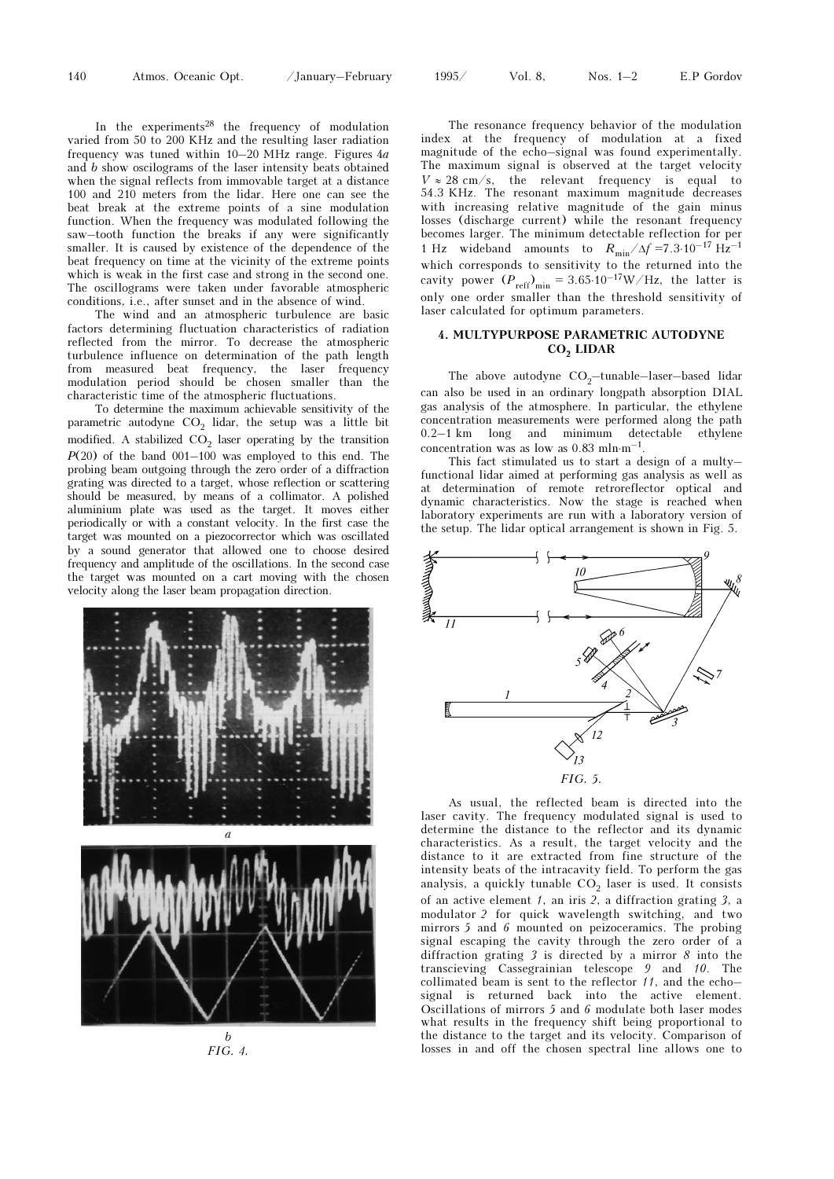In the experiments[28] the frequency of modulation varied from 50 to 200 KHz and the resulting laser radiation frequency was tuned within 10–20 MHz range. Figures 4*a* and *b* show oscilograms of the laser intensity beats obtained when the signal reflects from immovable target at a distance 100 and 210 meters from the lidar. Here one can see the beat break at the extreme points of a sine modulation function. When the frequency was modulated following the saw–tooth function the breaks if any were significantly smaller. It is caused by existence of the dependence of the beat frequency on time at the vicinity of the extreme points which is weak in the first case and strong in the second one. The oscillograms were taken under favorable atmospheric conditions, i.e., after sunset and in the absence of wind.

The wind and an atmospheric turbulence are basic factors determining fluctuation characteristics of radiation reflected from the mirror. To decrease the atmospheric turbulence influence on determination of the path length from measured beat frequency, the laser frequency modulation period should be chosen smaller than the characteristic time of the atmospheric fluctuations.

To determine the maximum achievable sensitivity of the parametric autodyne $CO_2$ lidar, the setup was a little bit modified. A stabilized $CO_2$ laser operating by the transition $P(20)$ of the band 001–100 was employed to this end. The probing beam outgoing through the zero order of a diffraction grating was directed to a target, whose reflection or scattering should be measured, by means of a collimator. A polished aluminium plate was used as the target. It moves either periodically or with a constant velocity. In the first case the target was mounted on a piezocorrector which was oscillated by a sound generator that allowed one to choose desired frequency and amplitude of the oscillations. In the second case the target was mounted on a cart moving with the chosen velocity along the laser beam propagation direction.

*a*

*b*

*FIG. 4.*

The resonance frequency behavior of the modulation index at the frequency of modulation at a fixed magnitude of the echo–signal was found experimentally. The maximum signal is observed at the target velocity $V \approx 28$ cm/s, the relevant frequency is equal to 54.3 KHz. The resonant maximum magnitude decreases with increasing relative magnitude of the gain minus losses (discharge current) while the resonant frequency becomes larger. The minimum detectable reflection for per 1 Hz wideband amounts to $R_{\min}/\Delta f = 7.3 \cdot 10^{-17}$ Hz$^{-1}$ which corresponds to sensitivity to the returned into the cavity power $(P_{\mathrm{reff}})_{\min} = 3.65 \cdot 10^{-17}$ W/Hz, the latter is only one order smaller than the threshold sensitivity of laser calculated for optimum parameters.

## 4. MULTYPURPOSE PARAMETRIC AUTODYNE $CO_2$ LIDAR

The above autodyne $CO_2$–tunable–laser–based lidar can also be used in an ordinary longpath absorption DIAL gas analysis of the atmosphere. In particular, the ethylene concentration measurements were performed along the path 0.2–1 km long and minimum detectable ethylene concentration was as low as 0.83 mln·m$^{-1}$.

This fact stimulated us to start a design of a multy–functional lidar aimed at performing gas analysis as well as at determination of remote retroreflector optical and dynamic characteristics. Now the stage is reached when laboratory experiments are run with a laboratory version of the setup. The lidar optical arrangement is shown in Fig. 5.

*FIG. 5.*

As usual, the reflected beam is directed into the laser cavity. The frequency modulated signal is used to determine the distance to the reflector and its dynamic characteristics. As a result, the target velocity and the distance to it are extracted from fine structure of the intensity beats of the intracavity field. To perform the gas analysis, a quickly tunable $CO_2$ laser is used. It consists of an active element *1*, an iris *2*, a diffraction grating *3*, a modulator *2* for quick wavelength switching, and two mirrors *5* and *6* mounted on peizoceramics. The probing signal escaping the cavity through the zero order of a diffraction grating *3* is directed by a mirror *8* into the transcieving Cassegrainian telescope *9* and *10*. The collimated beam is sent to the reflector *11*, and the echo–signal is returned back into the active element. Oscillations of mirrors *5* and *6* modulate both laser modes what results in the frequency shift being proportional to the distance to the target and its velocity. Comparison of losses in and off the chosen spectral line allows one to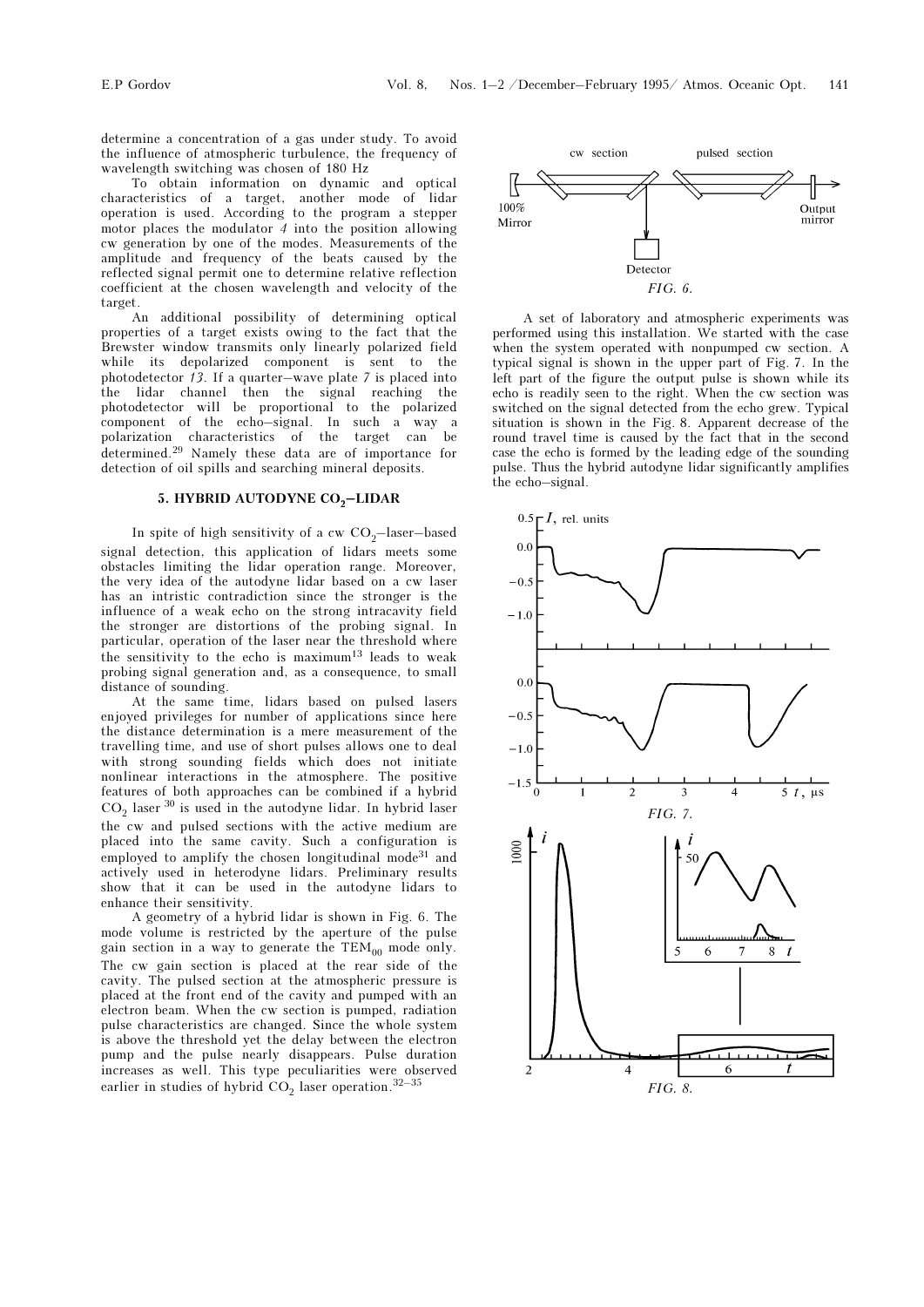determine a concentration of a gas under study. To avoid the influence of atmospheric turbulence, the frequency of wavelength switching was chosen of 180 Hz

To obtain information on dynamic and optical characteristics of a target, another mode of lidar operation is used. According to the program a stepper motor places the modulator *4* into the position allowing cw generation by one of the modes. Measurements of the amplitude and frequency of the beats caused by the reflected signal permit one to determine relative reflection coefficient at the chosen wavelength and velocity of the target.

An additional possibility of determining optical properties of a target exists owing to the fact that the Brewster window transmits only linearly polarized field while its depolarized component is sent to the photodetector *13*. If a quarter–wave plate *7* is placed into the lidar channel then the signal reaching the photodetector will be proportional to the polarized component of the echo–signal. In such a way a polarization characteristics of the target can be determined.[29] Namely these data are of importance for detection of oil spills and searching mineral deposits.

## 5. HYBRID AUTODYNE $CO_2$–LIDAR

In spite of high sensitivity of a cw $CO_2$–laser–based signal detection, this application of lidars meets some obstacles limiting the lidar operation range. Moreover, the very idea of the autodyne lidar based on a cw laser has an intristic contradiction since the stronger is the influence of a weak echo on the strong intracavity field the stronger are distortions of the probing signal. In particular, operation of the laser near the threshold where the sensitivity to the echo is maximum[13] leads to weak probing signal generation and, as a consequence, to small distance of sounding.

At the same time, lidars based on pulsed lasers enjoyed privileges for number of applications since here the distance determination is a mere measurement of the travelling time, and use of short pulses allows one to deal with strong sounding fields which does not initiate nonlinear interactions in the atmosphere. The positive features of both approaches can be combined if a hybrid $CO_2$ laser [30] is used in the autodyne lidar. In hybrid laser the cw and pulsed sections with the active medium are placed into the same cavity. Such a configuration is employed to amplify the chosen longitudinal mode[31] and actively used in heterodyne lidars. Preliminary results show that it can be used in the autodyne lidars to enhance their sensitivity.

A geometry of a hybrid lidar is shown in Fig. 6. The mode volume is restricted by the aperture of the pulse gain section in a way to generate the $TEM_{00}$ mode only. The cw gain section is placed at the rear side of the cavity. The pulsed section at the atmospheric pressure is placed at the front end of the cavity and pumped with an electron beam. When the cw section is pumped, radiation pulse characteristics are changed. Since the whole system is above the threshold yet the delay between the electron pump and the pulse nearly disappears. Pulse duration increases as well. This type peculiarities were observed earlier in studies of hybrid $CO_2$ laser operation.[32–35]

*FIG. 6.*

A set of laboratory and atmospheric experiments was performed using this installation. We started with the case when the system operated with nonpumped cw section. A typical signal is shown in the upper part of Fig. 7. In the left part of the figure the output pulse is shown while its echo is readily seen to the right. When the cw section was switched on the signal detected from the echo grew. Typical situation is shown in the Fig. 8. Apparent decrease of the round travel time is caused by the fact that in the second case the echo is formed by the leading edge of the sounding pulse. Thus the hybrid autodyne lidar significantly amplifies the echo–signal.

*FIG. 7.*

*FIG. 8.*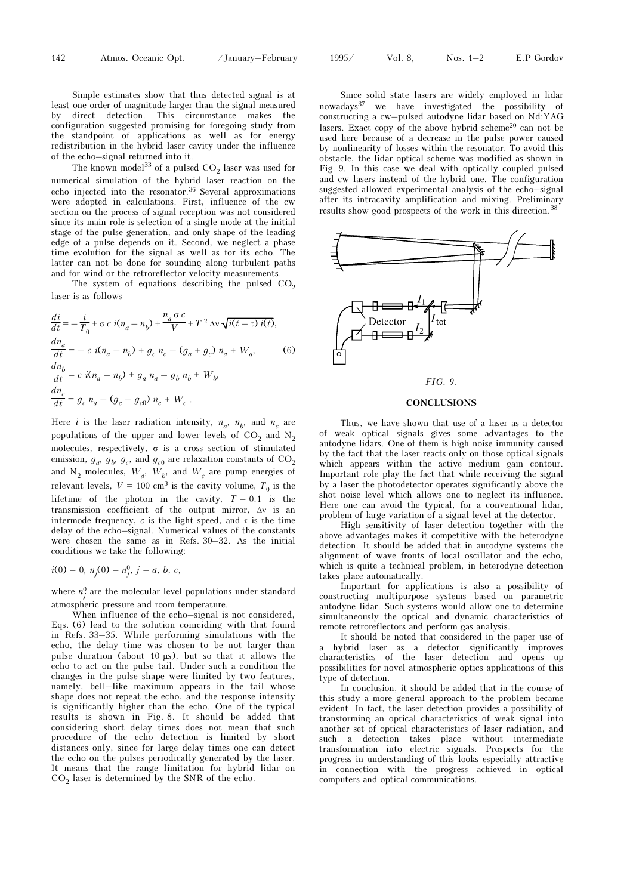Simple estimates show that thus detected signal is at least one order of magnitude larger than the signal measured by direct detection. This circumstance makes the configuration suggested promising for foregoing study from the standpoint of applications as well as for energy redistribution in the hybrid laser cavity under the influence of the echo–signal returned into it.

The known model[33] of a pulsed $CO_2$ laser was used for numerical simulation of the hybrid laser reaction on the echo injected into the resonator.[36] Several approximations were adopted in calculations. First, influence of the cw section on the process of signal reception was not considered since its main role is selection of a single mode at the initial stage of the pulse generation, and only shape of the leading edge of a pulse depends on it. Second, we neglect a phase time evolution for the signal as well as for its echo. The latter can not be done for sounding along turbulent paths and for wind or the retroreflector velocity measurements.

The system of equations describing the pulsed $CO_2$ laser is as follows

$$\frac{di}{dt} = -\frac{i}{T_0} + \sigma\, c\, i(n_a - n_b) + \frac{n_a \sigma c}{V} + T^2 \Delta\nu \sqrt{i(t-\tau)\, i(t)},$$
$$\frac{dn_a}{dt} = -\, c\, i(n_a - n_b) + g_c\, n_c - (g_a + g_c)\, n_a + W_a, \qquad (6)$$
$$\frac{dn_b}{dt} = c\, i(n_a - n_b) + g_a\, n_a - g_b\, n_b + W_b,$$
$$\frac{dn_c}{dt} = g_c\, n_a - (g_c - g_{c0})\, n_c + W_c\, .$$

Here $i$ is the laser radiation intensity, $n_a$, $n_b$, and $n_c$ are populations of the upper and lower levels of $CO_2$ and $N_2$ molecules, respectively, $\sigma$ is a cross section of stimulated emission, $g_a$, $g_b$, $g_c$, and $g_{c0}$ are relaxation constants of $CO_2$ and $N_2$ molecules, $W_a$, $W_b$, and $W_c$ are pump energies of relevant levels, $V = 100$ cm$^3$ is the cavity volume, $T_0$ is the lifetime of the photon in the cavity, $T = 0.1$ is the transmission coefficient of the output mirror, $\Delta\nu$ is an intermode frequency, $c$ is the light speed, and $\tau$ is the time delay of the echo–signal. Numerical values of the constants were chosen the same as in Refs. 30–32. As the initial conditions we take the following:

$$i(0) = 0,\ n_j(0) = n_j^0,\ j = a,\, b,\, c,$$

where $n_j^0$ are the molecular level populations under standard atmospheric pressure and room temperature.

When influence of the echo–signal is not considered, Eqs. (6) lead to the solution coinciding with that found in Refs. 33–35. While performing simulations with the echo, the delay time was chosen to be not larger than pulse duration (about 10 μs), but so that it allows the echo to act on the pulse tail. Under such a condition the changes in the pulse shape were limited by two features, namely, bell–like maximum appears in the tail whose shape does not repeat the echo, and the response intensity is significantly higher than the echo. One of the typical results is shown in Fig. 8. It should be added that considering short delay times does not mean that such procedure of the echo detection is limited by short distances only, since for large delay times one can detect the echo on the pulses periodically generated by the laser. It means that the range limitation for hybrid lidar on $CO_2$ laser is determined by the SNR of the echo.

Since solid state lasers are widely employed in lidar nowadays[37] we have investigated the possibility of constructing a cw–pulsed autodyne lidar based on Nd:YAG lasers. Exact copy of the above hybrid scheme[20] can not be used here because of a decrease in the pulse power caused by nonlinearity of losses within the resonator. To avoid this obstacle, the lidar optical scheme was modified as shown in Fig. 9. In this case we deal with optically coupled pulsed and cw lasers instead of the hybrid one. The configuration suggested allowed experimental analysis of the echo–signal after its intracavity amplification and mixing. Preliminary results show good prospects of the work in this direction.[38]

Detector $I_1$ $I_2$ $I_{tot}$

*FIG. 9.*

## CONCLUSIONS

Thus, we have shown that use of a laser as a detector of weak optical signals gives some advantages to the autodyne lidars. One of them is high noise immunity caused by the fact that the laser reacts only on those optical signals which appears within the active medium gain contour. Important role play the fact that while receiving the signal by a laser the photodetector operates significantly above the shot noise level which allows one to neglect its influence. Here one can avoid the typical, for a conventional lidar, problem of large variation of a signal level at the detector.

High sensitivity of laser detection together with the above advantages makes it competitive with the heterodyne detection. It should be added that in autodyne systems the alignment of wave fronts of local oscillator and the echo, which is quite a technical problem, in heterodyne detection takes place automatically.

Important for applications is also a possibility of constructing multipurpose systems based on parametric autodyne lidar. Such systems would allow one to determine simultaneously the optical and dynamic characteristics of remote retroreflectors and perform gas analysis.

It should be noted that considered in the paper use of a hybrid laser as a detector significantly improves characteristics of the laser detection and opens up possibilities for novel atmospheric optics applications of this type of detection.

In conclusion, it should be added that in the course of this study a more general approach to the problem became evident. In fact, the laser detection provides a possibility of transforming an optical characteristics of weak signal into another set of optical characteristics of laser radiation, and such a detection takes place without intermediate transformation into electric signals. Prospects for the progress in understanding of this looks especially attractive in connection with the progress achieved in optical computers and optical communications.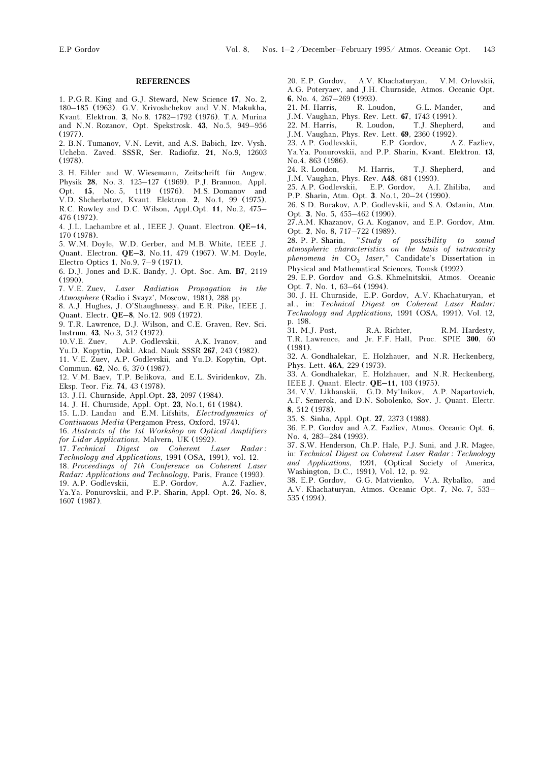### REFERENCES

1. P.G.R. King and G.J. Steward, New Science **17**, No. 2, 180–185 (1963). G.V. Krivoshchekov and V.N. Makukha, Kvant. Elektron. **3**, No.8. 1782–1792 (1976). T.A. Murina and N.N. Rozanov, Opt. Spekstrosk. **43**, No.5, 949–956 (1977).
2. B.N. Tumanov, V.N. Levit, and A.S. Babich, Izv. Vysh. Uchebn. Zaved. SSSR, Ser. Radiofiz. **21**, No.9, 12603 (1978).
3. H. Eihler and W. Wiesemann, Zeitschrift für Angew. Physik **28**, No. 3. 125–127 (1969). P.J. Brannon, Appl. Opt. **15**, No. 5, 1119 (1976). M.S. Domanov and V.D. Shcherbatov, Kvant. Elektron. **2**, No.1, 99 (1975). R.C. Rowley and D.C. Wilson, Appl.Opt. **11**, No.2, 475–476 (1972).
4. J.L. Lachambre et al., IEEE J. Quant. Electron. **QE–14**, 170 (1978).
5. W.M. Doyle, W.D. Gerber, and M.B. White, IEEE J. Quant. Electron. **QE–3**, No.11, 479 (1967). W.M. Doyle, Electro Optics **1**, No.9, 7–9 (1971).
6. D.J. Jones and D.K. Bandy, J. Opt. Soc. Am. **B7**, 2119 (1990).
7. V.E. Zuev, *Laser Radiation Propagation in the Atmosphere* (Radio i Svayz', Moscow, 1981), 288 pp.
8. A.J. Hughes, J. O'Shaughnessy, and E.R. Pike, IEEE J. Quant. Electr. **QE–8**, No.12. 909 (1972).
9. T.R. Lawrence, D.J. Wilson, and C.E. Graven, Rev. Sci. Instrum. **43**, No.3, 512 (1972).
10. V.E. Zuev, A.P. Godlevskii, A.K. Ivanov, and Yu.D. Kopytin, Dokl. Akad. Nauk SSSR **267**, 243 (1982).
11. V.E. Zuev, A.P. Godlevskii, and Yu.D. Kopytin, Opt. Commun. **62**, No. 6, 370 (1987).
12. V.M. Baev, T.P. Belikova, and E.L. Sviridenkov, Zh. Eksp. Teor. Fiz. **74**, 43 (1978).
13. J.H. Churnside, Appl.Opt. **23**, 2097 (1984).
14. J. H. Churnside, Appl. Opt. **23**, No.1, 61 (1984).
15. L.D. Landau and E.M. Lifshits, *Electrodynamics of Continuous Media* (Pergamon Press, Oxford, 1974).
16. *Abstracts of the 1st Workshop on Optical Amplifiers for Lidar Applications*, Malvern, UK (1992).
17. *Technical Digest on Coherent Laser Radar: Technology and Applications*, 1991 (OSA, 1991), vol. 12.
18. *Proceedings of 7th Conference on Coherent Laser Radar: Applications and Technology*, Paris, France (1993).
19. A.P. Godlevskii, E.P. Gordov, A.Z. Fazliev, Ya.Ya. Ponurovskii, and P.P. Sharin, Appl. Opt. **26**, No. 8, 1607 (1987).
20. E.P. Gordov, A.V. Khachaturyan, V.M. Orlovskii, A.G. Poteryaev, and J.H. Churnside, Atmos. Oceanic Opt. **6**, No. 4, 267–269 (1993).
21. M. Harris, R. Loudon, G.L. Mander, and J.M. Vaughan, Phys. Rev. Lett. **67**, 1743 (1991).
22. M. Harris, R. Loudon, T.J. Shepherd, and J.M. Vaughan, Phys. Rev. Lett. **69**, 2360 (1992).
23. A.P. Godlevskii, E.P. Gordov, A.Z. Fazliev, Ya.Ya. Ponurovskii, and P.P. Sharin, Kvant. Elektron. **13**, No.4, 863 (1986).
24. R. Loudon, M. Harris, T.J. Shepherd, and J.M. Vaughan, Phys. Rev. **A48**, 681 (1993).
25. A.P. Godlevskii, E.P. Gordov, A.I. Zhiliba, and P.P. Sharin, Atm. Opt. **3**. No.1, 20–24 (1990).
26. S.D. Burakov, A.P. Godlevskii, and S.A. Ostanin, Atm. Opt. **3**, No. 5, 455–462 (1990).
27. A.M. Khazanov, G.A. Koganov, and E.P. Gordov, Atm. Opt. **2**, No. 8, 717–722 (1989).
28. P. P. Sharin, *"Study of possibility to sound atmospheric characteristics on the basis of intracavity phenomena in $CO_2$ laser,"* Candidate's Dissertation in Physical and Mathematical Sciences, Tomsk (1992).
29. E.P. Gordov and G.S. Khmelnitskii, Atmos. Oceanic Opt. **7**, No. 1, 63–64 (1994).
30. J. H. Churnside, E.P. Gordov, A.V. Khachaturyan, et al., in: *Technical Digest on Coherent Laser Radar: Technology and Applications,* 1991 (OSA, 1991), Vol. 12, p. 198.
31. M.J. Post, R.A. Richter, R.M. Hardesty, T.R. Lawrence, and Jr. F.F. Hall, Proc. SPIE **300**, 60 (1981).
32. A. Gondhalekar, E. Holzhauer, and N.R. Heckenberg, Phys. Lett. **46A**, 229 (1973).
33. A. Gondhalekar, E. Holzhauer, and N.R. Heckenberg, IEEE J. Quant. Electr. **QE–11**, 103 (1975).
34. V.V. Likhanskii, G.D. My'lnikov, A.P. Napartovich, A.F. Semerok, and D.N. Sobolenko, Sov. J. Quant. Electr. **8**, 512 (1978).
35. S. Sinha, Appl. Opt. **27**, 2373 (1988).
36. E.P. Gordov and A.Z. Fazliev, Atmos. Oceanic Opt. **6**, No. 4, 283–284 (1993).
37. S.W. Henderson, Ch.P. Hale, P.J. Suni, and J.R. Magee, in: *Technical Digest on Coherent Laser Radar: Technology and Applications*, 1991, (Optical Society of America, Washington, D.C., 1991), Vol. 12, p. 92.
38. E.P. Gordov, G.G. Matvienko, V.A. Rybalko, and A.V. Khachaturyan, Atmos. Oceanic Opt. **7**, No. 7, 533–535 (1994).